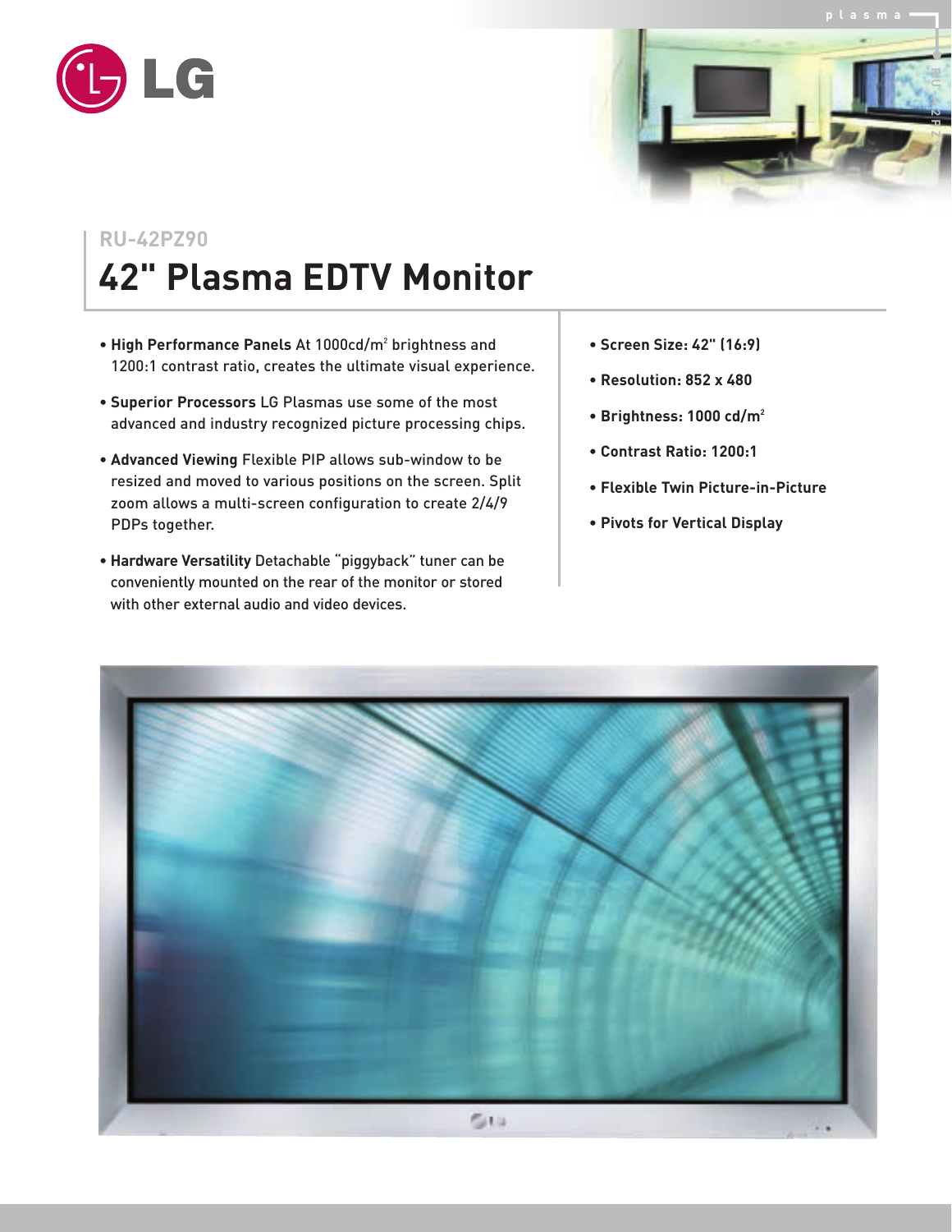LG

RU-42PZ90

# 42" Plasma EDTV Monitor

- **High Performance Panels** At 1000cd/m$^2$ brightness and 1200:1 contrast ratio, creates the ultimate visual experience.
- **Superior Processors** LG Plasmas use some of the most advanced and industry recognized picture processing chips.
- **Advanced Viewing** Flexible PIP allows sub-window to be resized and moved to various positions on the screen. Split zoom allows a multi-screen configuration to create 2/4/9 PDPs together.
- **Hardware Versatility** Detachable "piggyback" tuner can be conveniently mounted on the rear of the monitor or stored with other external audio and video devices.

- **Screen Size: 42" (16:9)**
- **Resolution: 852 x 480**
- **Brightness: 1000 cd/m$^2$**
- **Contrast Ratio: 1200:1**
- **Flexible Twin Picture-in-Picture**
- **Pivots for Vertical Display**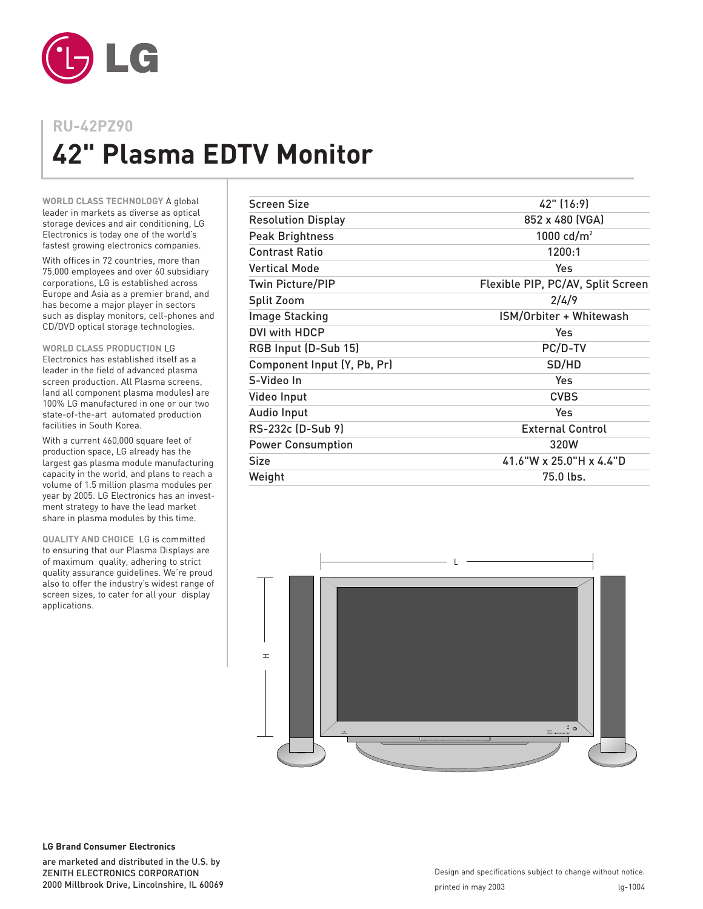## RU-42PZ90

# 42" Plasma EDTV Monitor

**WORLD CLASS TECHNOLOGY** A global leader in markets as diverse as optical storage devices and air conditioning, LG Electronics is today one of the world's fastest growing electronics companies.

With offices in 72 countries, more than 75,000 employees and over 60 subsidiary corporations, LG is established across Europe and Asia as a premier brand, and has become a major player in sectors such as display monitors, cell-phones and CD/DVD optical storage technologies.

**WORLD CLASS PRODUCTION** LG Electronics has established itself as a leader in the field of advanced plasma screen production. All Plasma screens, (and all component plasma modules) are 100% LG manufactured in one or our two state-of-the-art automated production facilities in South Korea.

With a current 460,000 square feet of production space, LG already has the largest gas plasma module manufacturing capacity in the world, and plans to reach a volume of 1.5 million plasma modules per year by 2005. LG Electronics has an investment strategy to have the lead market share in plasma modules by this time.

**QUALITY AND CHOICE** LG is committed to ensuring that our Plasma Displays are of maximum quality, adhering to strict quality assurance guidelines. We're proud also to offer the industry's widest range of screen sizes, to cater for all your display applications.

| | |
|---|---|
| Screen Size | 42" (16:9) |
| Resolution Display | 852 x 480 (VGA) |
| Peak Brightness | 1000 cd/m$^2$ |
| Contrast Ratio | 1200:1 |
| Vertical Mode | Yes |
| Twin Picture/PIP | Flexible PIP, PC/AV, Split Screen |
| Split Zoom | 2/4/9 |
| Image Stacking | ISM/Orbiter + Whitewash |
| DVI with HDCP | Yes |
| RGB Input (D-Sub 15) | PC/D-TV |
| Component Input (Y, Pb, Pr) | SD/HD |
| S-Video In | Yes |
| Video Input | CVBS |
| Audio Input | Yes |
| RS-232c (D-Sub 9) | External Control |
| Power Consumption | 320W |
| Size | 41.6"W x 25.0"H x 4.4"D |
| Weight | 75.0 lbs. |

L

H

**LG Brand Consumer Electronics**

are marketed and distributed in the U.S. by
ZENITH ELECTRONICS CORPORATION
2000 Millbrook Drive, Lincolnshire, IL 60069

Design and specifications subject to change without notice.

printed in may 2003

lg-1004